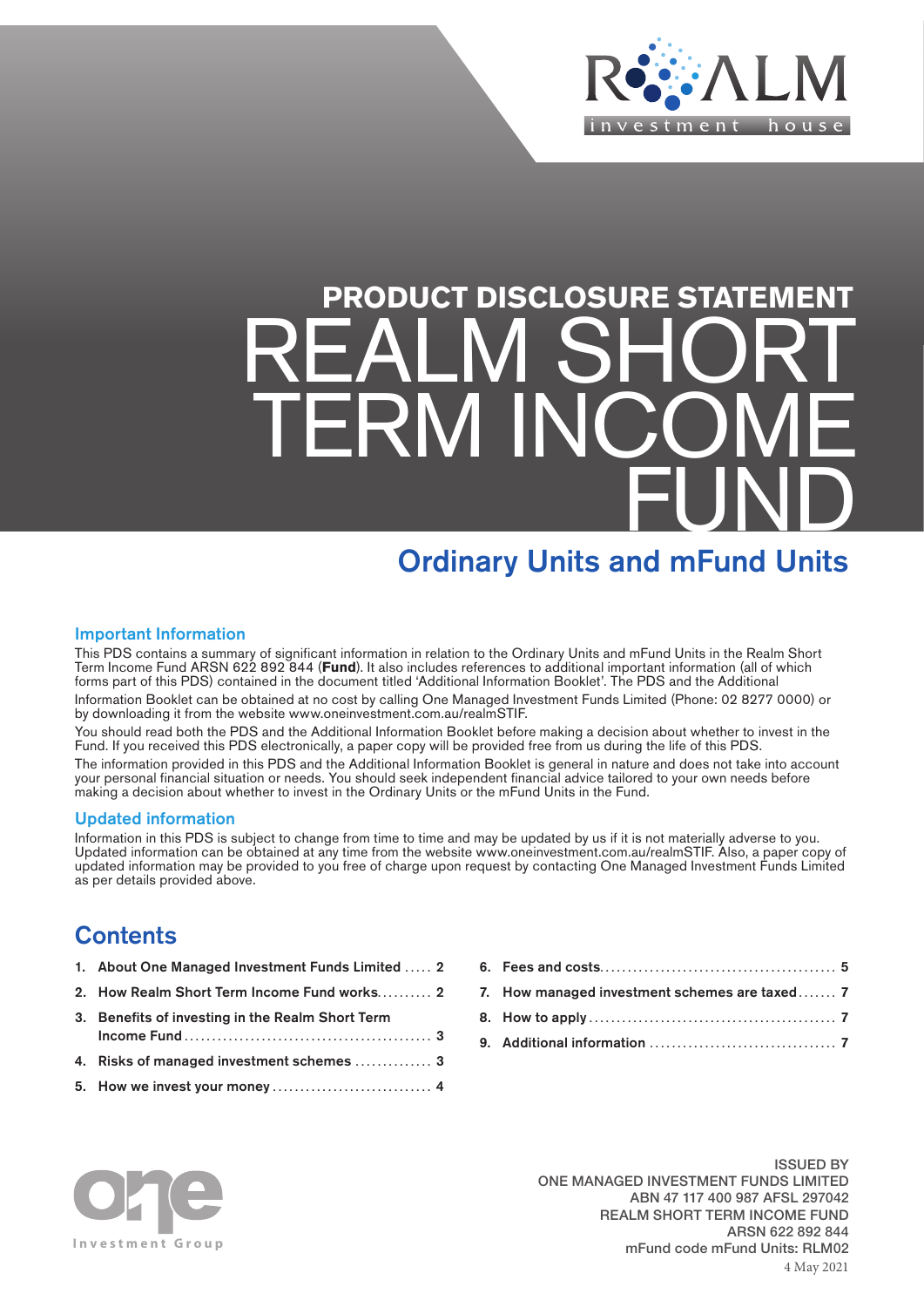# PRODUCT DISCLOSURE STATEMENT

# REALM SHORT TERM INCOME FUND

## Ordinary Units and mFund Units

### Important Information

This PDS contains a summary of significant information in relation to the Ordinary Units and mFund Units in the Realm Short Term Income Fund ARSN 622 892 844 (**Fund**). It also includes references to additional important information (all of which forms part of this PDS) contained in the document titled 'Additional Information Booklet'. The PDS and the Additional Information Booklet can be obtained at no cost by calling One Managed Investment Funds Limited (Phone: 02 8277 0000) or by downloading it from the website www.oneinvestment.com.au/realmSTIF.

You should read both the PDS and the Additional Information Booklet before making a decision about whether to invest in the Fund. If you received this PDS electronically, a paper copy will be provided free from us during the life of this PDS.

The information provided in this PDS and the Additional Information Booklet is general in nature and does not take into account your personal financial situation or needs. You should seek independent financial advice tailored to your own needs before making a decision about whether to invest in the Ordinary Units or the mFund Units in the Fund.

### Updated information

Information in this PDS is subject to change from time to time and may be updated by us if it is not materially adverse to you. Updated information can be obtained at any time from the website www.oneinvestment.com.au/realmSTIF. Also, a paper copy of updated information may be provided to you free of charge upon request by contacting One Managed Investment Funds Limited as per details provided above.

## Contents

1. About One Managed Investment Funds Limited ..... 2
2. How Realm Short Term Income Fund works.......... 2
3. Benefits of investing in the Realm Short Term Income Fund ..... 3
4. Risks of managed investment schemes ..... 3
5. How we invest your money ..... 4
6. Fees and costs ..... 5
7. How managed investment schemes are taxed ..... 7
8. How to apply ..... 7
9. Additional information ..... 7

ISSUED BY
ONE MANAGED INVESTMENT FUNDS LIMITED
ABN 47 117 400 987 AFSL 297042
REALM SHORT TERM INCOME FUND
ARSN 622 892 844
mFund code mFund Units: RLM02
4 May 2021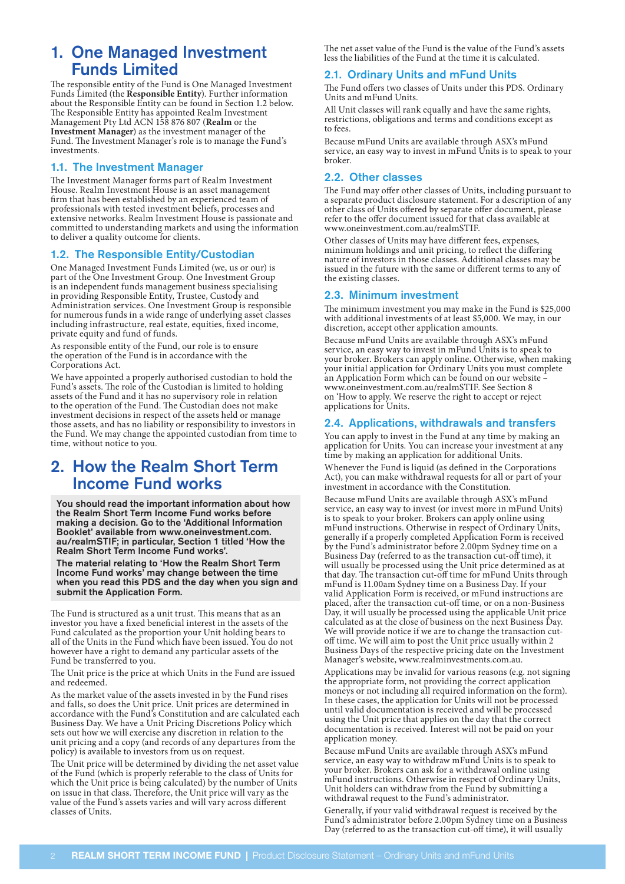# 1. One Managed Investment Funds Limited

The responsible entity of the Fund is One Managed Investment Funds Limited (the **Responsible Entity**). Further information about the Responsible Entity can be found in Section 1.2 below. The Responsible Entity has appointed Realm Investment Management Pty Ltd ACN 158 876 807 (**Realm** or the **Investment Manager**) as the investment manager of the Fund. The Investment Manager's role is to manage the Fund's investments.

## 1.1. The Investment Manager

The Investment Manager forms part of Realm Investment House. Realm Investment House is an asset management firm that has been established by an experienced team of professionals with tested investment beliefs, processes and extensive networks. Realm Investment House is passionate and committed to understanding markets and using the information to deliver a quality outcome for clients.

## 1.2. The Responsible Entity/Custodian

One Managed Investment Funds Limited (we, us or our) is part of the One Investment Group. One Investment Group is an independent funds management business specialising in providing Responsible Entity, Trustee, Custody and Administration services. One Investment Group is responsible for numerous funds in a wide range of underlying asset classes including infrastructure, real estate, equities, fixed income, private equity and fund of funds.

As responsible entity of the Fund, our role is to ensure the operation of the Fund is in accordance with the Corporations Act.

We have appointed a properly authorised custodian to hold the Fund's assets. The role of the Custodian is limited to holding assets of the Fund and it has no supervisory role in relation to the operation of the Fund. The Custodian does not make investment decisions in respect of the assets held or manage those assets, and has no liability or responsibility to investors in the Fund. We may change the appointed custodian from time to time, without notice to you.

# 2. How the Realm Short Term Income Fund works

**You should read the important information about how the Realm Short Term Income Fund works before making a decision. Go to the 'Additional Information Booklet' available from www.oneinvestment.com.au/realmSTIF; in particular, Section 1 titled 'How the Realm Short Term Income Fund works'.**

**The material relating to 'How the Realm Short Term Income Fund works' may change between the time when you read this PDS and the day when you sign and submit the Application Form.**

The Fund is structured as a unit trust. This means that as an investor you have a fixed beneficial interest in the assets of the Fund calculated as the proportion your Unit holding bears to all of the Units in the Fund which have been issued. You do not however have a right to demand any particular assets of the Fund be transferred to you.

The Unit price is the price at which Units in the Fund are issued and redeemed.

As the market value of the assets invested in by the Fund rises and falls, so does the Unit price. Unit prices are determined in accordance with the Fund's Constitution and are calculated each Business Day. We have a Unit Pricing Discretions Policy which sets out how we will exercise any discretion in relation to the unit pricing and a copy (and records of any departures from the policy) is available to investors from us on request.

The Unit price will be determined by dividing the net asset value of the Fund (which is properly referable to the class of Units for which the Unit price is being calculated) by the number of Units on issue in that class. Therefore, the Unit price will vary as the value of the Fund's assets varies and will vary across different classes of Units.

The net asset value of the Fund is the value of the Fund's assets less the liabilities of the Fund at the time it is calculated.

## 2.1. Ordinary Units and mFund Units

The Fund offers two classes of Units under this PDS. Ordinary Units and mFund Units.

All Unit classes will rank equally and have the same rights, restrictions, obligations and terms and conditions except as to fees.

Because mFund Units are available through ASX's mFund service, an easy way to invest in mFund Units is to speak to your broker.

## 2.2. Other classes

The Fund may offer other classes of Units, including pursuant to a separate product disclosure statement. For a description of any other class of Units offered by separate offer document, please refer to the offer document issued for that class available at www.oneinvestment.com.au/realmSTIF.

Other classes of Units may have different fees, expenses, minimum holdings and unit pricing, to reflect the differing nature of investors in those classes. Additional classes may be issued in the future with the same or different terms to any of the existing classes.

## 2.3. Minimum investment

The minimum investment you may make in the Fund is $25,000 with additional investments of at least $5,000. We may, in our discretion, accept other application amounts.

Because mFund Units are available through ASX's mFund service, an easy way to invest in mFund Units is to speak to your broker. Brokers can apply online. Otherwise, when making your initial application for Ordinary Units you must complete an Application Form which can be found on our website – www.oneinvestment.com.au/realmSTIF. See Section 8 on 'How to apply. We reserve the right to accept or reject applications for Units.

## 2.4. Applications, withdrawals and transfers

You can apply to invest in the Fund at any time by making an application for Units. You can increase your investment at any time by making an application for additional Units.

Whenever the Fund is liquid (as defined in the Corporations Act), you can make withdrawal requests for all or part of your investment in accordance with the Constitution.

Because mFund Units are available through ASX's mFund service, an easy way to invest (or invest more in mFund Units) is to speak to your broker. Brokers can apply online using mFund instructions. Otherwise in respect of Ordinary Units, generally if a properly completed Application Form is received by the Fund's administrator before 2.00pm Sydney time on a Business Day (referred to as the transaction cut-off time), it will usually be processed using the Unit price determined as at that day. The transaction cut-off time for mFund Units through mFund is 11.00am Sydney time on a Business Day. If your valid Application Form is received, or mFund instructions are placed, after the transaction cut-off time, or on a non-Business Day, it will usually be processed using the applicable Unit price calculated as at the close of business on the next Business Day. We will provide notice if we are to change the transaction cut-off time. We will aim to post the Unit price usually within 2 Business Days of the respective pricing date on the Investment Manager's website, www.realminvestments.com.au.

Applications may be invalid for various reasons (e.g. not signing the appropriate form, not providing the correct application moneys or not including all required information on the form). In these cases, the application for Units will not be processed until valid documentation is received and will be processed using the Unit price that applies on the day that the correct documentation is received. Interest will not be paid on your application money.

Because mFund Units are available through ASX's mFund service, an easy way to withdraw mFund Units is to speak to your broker. Brokers can ask for a withdrawal online using mFund instructions. Otherwise in respect of Ordinary Units, Unit holders can withdraw from the Fund by submitting a withdrawal request to the Fund's administrator.

Generally, if your valid withdrawal request is received by the Fund's administrator before 2.00pm Sydney time on a Business Day (referred to as the transaction cut-off time), it will usually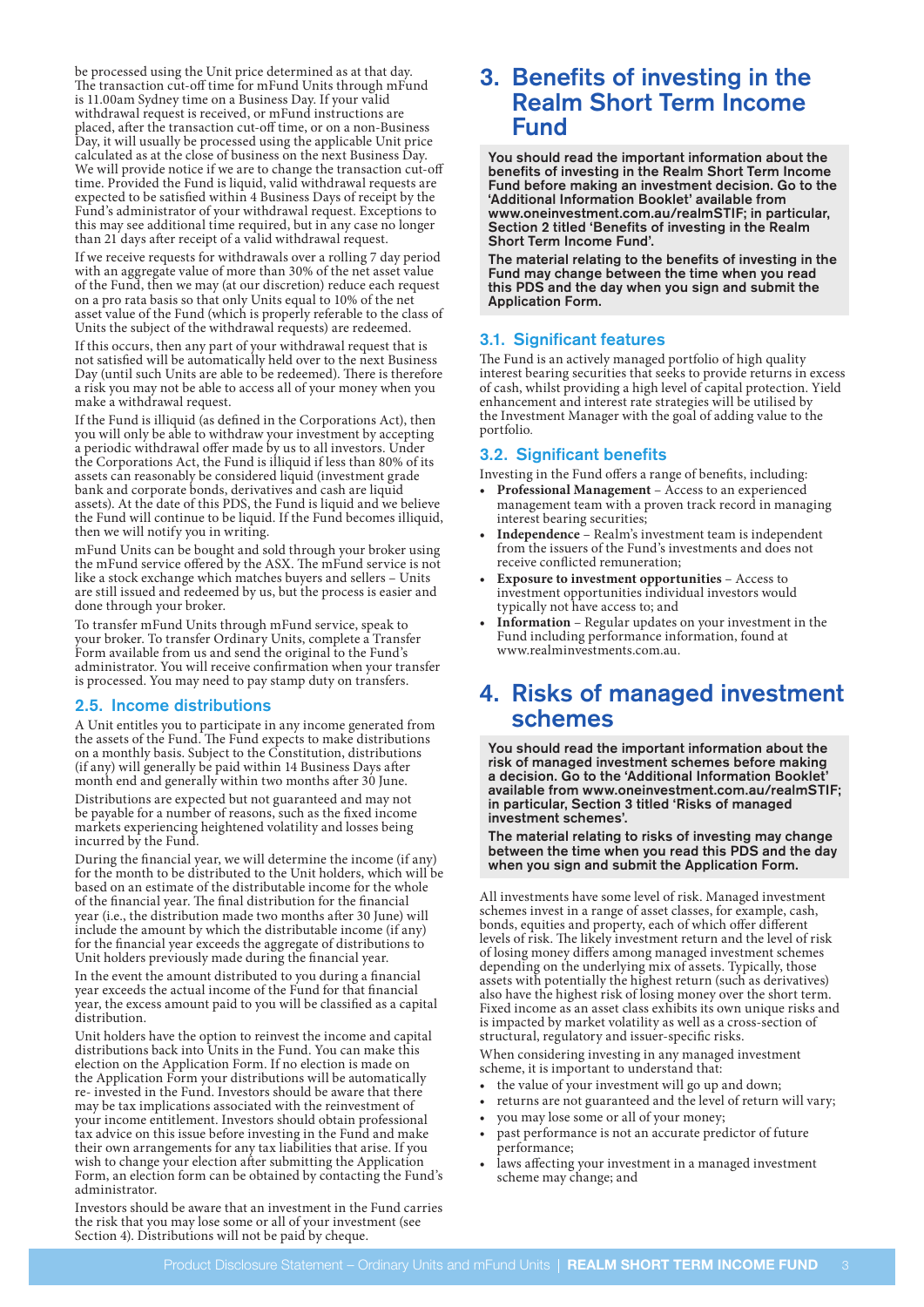be processed using the Unit price determined as at that day. The transaction cut-off time for mFund Units through mFund is 11.00am Sydney time on a Business Day. If your valid withdrawal request is received, or mFund instructions are placed, after the transaction cut-off time, or on a non-Business Day, it will usually be processed using the applicable Unit price calculated as at the close of business on the next Business Day. We will provide notice if we are to change the transaction cut-off time. Provided the Fund is liquid, valid withdrawal requests are expected to be satisfied within 4 Business Days of receipt by the Fund's administrator of your withdrawal request. Exceptions to this may see additional time required, but in any case no longer than 21 days after receipt of a valid withdrawal request.

If we receive requests for withdrawals over a rolling 7 day period with an aggregate value of more than 30% of the net asset value of the Fund, then we may (at our discretion) reduce each request on a pro rata basis so that only Units equal to 10% of the net asset value of the Fund (which is properly referable to the class of Units the subject of the withdrawal requests) are redeemed.

If this occurs, then any part of your withdrawal request that is not satisfied will be automatically held over to the next Business Day (until such Units are able to be redeemed). There is therefore a risk you may not be able to access all of your money when you make a withdrawal request.

If the Fund is illiquid (as defined in the Corporations Act), then you will only be able to withdraw your investment by accepting a periodic withdrawal offer made by us to all investors. Under the Corporations Act, the Fund is illiquid if less than 80% of its assets can reasonably be considered liquid (investment grade bank and corporate bonds, derivatives and cash are liquid assets). At the date of this PDS, the Fund is liquid and we believe the Fund will continue to be liquid. If the Fund becomes illiquid, then we will notify you in writing.

mFund Units can be bought and sold through your broker using the mFund service offered by the ASX. The mFund service is not like a stock exchange which matches buyers and sellers – Units are still issued and redeemed by us, but the process is easier and done through your broker.

To transfer mFund Units through mFund service, speak to your broker. To transfer Ordinary Units, complete a Transfer Form available from us and send the original to the Fund's administrator. You will receive confirmation when your transfer is processed. You may need to pay stamp duty on transfers.

### 2.5. Income distributions

A Unit entitles you to participate in any income generated from the assets of the Fund. The Fund expects to make distributions on a monthly basis. Subject to the Constitution, distributions (if any) will generally be paid within 14 Business Days after month end and generally within two months after 30 June.

Distributions are expected but not guaranteed and may not be payable for a number of reasons, such as the fixed income markets experiencing heightened volatility and losses being incurred by the Fund.

During the financial year, we will determine the income (if any) for the month to be distributed to the Unit holders, which will be based on an estimate of the distributable income for the whole of the financial year. The final distribution for the financial year (i.e., the distribution made two months after 30 June) will include the amount by which the distributable income (if any) for the financial year exceeds the aggregate of distributions to Unit holders previously made during the financial year.

In the event the amount distributed to you during a financial year exceeds the actual income of the Fund for that financial year, the excess amount paid to you will be classified as a capital distribution.

Unit holders have the option to reinvest the income and capital distributions back into Units in the Fund. You can make this election on the Application Form. If no election is made on the Application Form your distributions will be automatically re- invested in the Fund. Investors should be aware that there may be tax implications associated with the reinvestment of your income entitlement. Investors should obtain professional tax advice on this issue before investing in the Fund and make their own arrangements for any tax liabilities that arise. If you wish to change your election after submitting the Application Form, an election form can be obtained by contacting the Fund's administrator.

Investors should be aware that an investment in the Fund carries the risk that you may lose some or all of your investment (see Section 4). Distributions will not be paid by cheque.

## 3. Benefits of investing in the Realm Short Term Income Fund

**You should read the important information about the benefits of investing in the Realm Short Term Income Fund before making an investment decision. Go to the 'Additional Information Booklet' available from www.oneinvestment.com.au/realmSTIF; in particular, Section 2 titled 'Benefits of investing in the Realm Short Term Income Fund'.**

**The material relating to the benefits of investing in the Fund may change between the time when you read this PDS and the day when you sign and submit the Application Form.**

### 3.1. Significant features

The Fund is an actively managed portfolio of high quality interest bearing securities that seeks to provide returns in excess of cash, whilst providing a high level of capital protection. Yield enhancement and interest rate strategies will be utilised by the Investment Manager with the goal of adding value to the portfolio.

### 3.2. Significant benefits

Investing in the Fund offers a range of benefits, including:

- **Professional Management** – Access to an experienced management team with a proven track record in managing interest bearing securities;
- **Independence** – Realm's investment team is independent from the issuers of the Fund's investments and does not receive conflicted remuneration;
- **Exposure to investment opportunities** – Access to investment opportunities individual investors would typically not have access to; and
- **Information** – Regular updates on your investment in the Fund including performance information, found at www.realminvestments.com.au.

## 4. Risks of managed investment schemes

**You should read the important information about the risk of managed investment schemes before making a decision. Go to the 'Additional Information Booklet' available from www.oneinvestment.com.au/realmSTIF; in particular, Section 3 titled 'Risks of managed investment schemes'.**

**The material relating to risks of investing may change between the time when you read this PDS and the day when you sign and submit the Application Form.**

All investments have some level of risk. Managed investment schemes invest in a range of asset classes, for example, cash, bonds, equities and property, each of which offer different levels of risk. The likely investment return and the level of risk of losing money differs among managed investment schemes depending on the underlying mix of assets. Typically, those assets with potentially the highest return (such as derivatives) also have the highest risk of losing money over the short term. Fixed income as an asset class exhibits its own unique risks and is impacted by market volatility as well as a cross-section of structural, regulatory and issuer-specific risks.

When considering investing in any managed investment scheme, it is important to understand that:

- the value of your investment will go up and down;
- returns are not guaranteed and the level of return will vary;
- you may lose some or all of your money;
- past performance is not an accurate predictor of future performance;
- laws affecting your investment in a managed investment scheme may change; and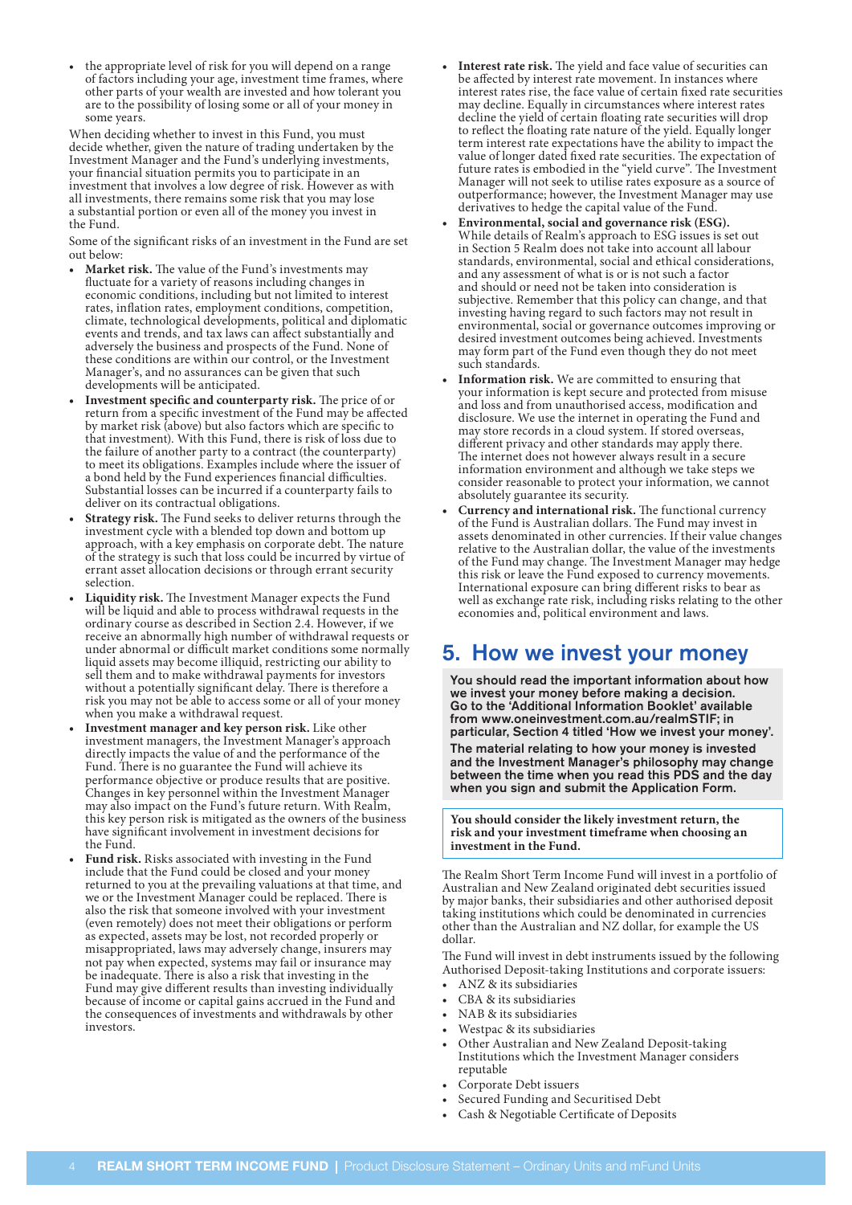- the appropriate level of risk for you will depend on a range of factors including your age, investment time frames, where other parts of your wealth are invested and how tolerant you are to the possibility of losing some or all of your money in some years.

When deciding whether to invest in this Fund, you must decide whether, given the nature of trading undertaken by the Investment Manager and the Fund's underlying investments, your financial situation permits you to participate in an investment that involves a low degree of risk. However as with all investments, there remains some risk that you may lose a substantial portion or even all of the money you invest in the Fund.

Some of the significant risks of an investment in the Fund are set out below:

- **Market risk.** The value of the Fund's investments may fluctuate for a variety of reasons including changes in economic conditions, including but not limited to interest rates, inflation rates, employment conditions, competition, climate, technological developments, political and diplomatic events and trends, and tax laws can affect substantially and adversely the business and prospects of the Fund. None of these conditions are within our control, or the Investment Manager's, and no assurances can be given that such developments will be anticipated.
- **Investment specific and counterparty risk.** The price of or return from a specific investment of the Fund may be affected by market risk (above) but also factors which are specific to that investment). With this Fund, there is risk of loss due to the failure of another party to a contract (the counterparty) to meet its obligations. Examples include where the issuer of a bond held by the Fund experiences financial difficulties. Substantial losses can be incurred if a counterparty fails to deliver on its contractual obligations.
- **Strategy risk.** The Fund seeks to deliver returns through the investment cycle with a blended top down and bottom up approach, with a key emphasis on corporate debt. The nature of the strategy is such that loss could be incurred by virtue of errant asset allocation decisions or through errant security selection.
- **Liquidity risk.** The Investment Manager expects the Fund will be liquid and able to process withdrawal requests in the ordinary course as described in Section 2.4. However, if we receive an abnormally high number of withdrawal requests or under abnormal or difficult market conditions some normally liquid assets may become illiquid, restricting our ability to sell them and to make withdrawal payments for investors without a potentially significant delay. There is therefore a risk you may not be able to access some or all of your money when you make a withdrawal request.
- **Investment manager and key person risk.** Like other investment managers, the Investment Manager's approach directly impacts the value of and the performance of the Fund. There is no guarantee the Fund will achieve its performance objective or produce results that are positive. Changes in key personnel within the Investment Manager may also impact on the Fund's future return. With Realm, this key person risk is mitigated as the owners of the business have significant involvement in investment decisions for the Fund.
- **Fund risk.** Risks associated with investing in the Fund include that the Fund could be closed and your money returned to you at the prevailing valuations at that time, and we or the Investment Manager could be replaced. There is also the risk that someone involved with your investment (even remotely) does not meet their obligations or perform as expected, assets may be lost, not recorded properly or misappropriated, laws may adversely change, insurers may not pay when expected, systems may fail or insurance may be inadequate. There is also a risk that investing in the Fund may give different results than investing individually because of income or capital gains accrued in the Fund and the consequences of investments and withdrawals by other investors.
- **Interest rate risk.** The yield and face value of securities can be affected by interest rate movement. In instances where interest rates rise, the face value of certain fixed rate securities may decline. Equally in circumstances where interest rates decline the yield of certain floating rate securities will drop to reflect the floating rate nature of the yield. Equally longer term interest rate expectations have the ability to impact the value of longer dated fixed rate securities. The expectation of future rates is embodied in the "yield curve". The Investment Manager will not seek to utilise rates exposure as a source of outperformance; however, the Investment Manager may use derivatives to hedge the capital value of the Fund.
- **Environmental, social and governance risk (ESG).** While details of Realm's approach to ESG issues is set out in Section 5 Realm does not take into account all labour standards, environmental, social and ethical considerations, and any assessment of what is or is not such a factor and should or need not be taken into consideration is subjective. Remember that this policy can change, and that investing having regard to such factors may not result in environmental, social or governance outcomes improving or desired investment outcomes being achieved. Investments may form part of the Fund even though they do not meet such standards.
- **Information risk.** We are committed to ensuring that your information is kept secure and protected from misuse and loss and from unauthorised access, modification and disclosure. We use the internet in operating the Fund and may store records in a cloud system. If stored overseas, different privacy and other standards may apply there. The internet does not however always result in a secure information environment and although we take steps we consider reasonable to protect your information, we cannot absolutely guarantee its security.
- **Currency and international risk.** The functional currency of the Fund is Australian dollars. The Fund may invest in assets denominated in other currencies. If their value changes relative to the Australian dollar, the value of the investments of the Fund may change. The Investment Manager may hedge this risk or leave the Fund exposed to currency movements. International exposure can bring different risks to bear as well as exchange rate risk, including risks relating to the other economies and, political environment and laws.

# 5. How we invest your money

**You should read the important information about how we invest your money before making a decision. Go to the 'Additional Information Booklet' available from www.oneinvestment.com.au/realmSTIF; in particular, Section 4 titled 'How we invest your money'.**

**The material relating to how your money is invested and the Investment Manager's philosophy may change between the time when you read this PDS and the day when you sign and submit the Application Form.**

**You should consider the likely investment return, the risk and your investment timeframe when choosing an investment in the Fund.**

The Realm Short Term Income Fund will invest in a portfolio of Australian and New Zealand originated debt securities issued by major banks, their subsidiaries and other authorised deposit taking institutions which could be denominated in currencies other than the Australian and NZ dollar, for example the US dollar.

The Fund will invest in debt instruments issued by the following Authorised Deposit-taking Institutions and corporate issuers:

- ANZ & its subsidiaries
- CBA & its subsidiaries
- NAB & its subsidiaries
- Westpac & its subsidiaries
- Other Australian and New Zealand Deposit-taking Institutions which the Investment Manager considers reputable
- Corporate Debt issuers
- Secured Funding and Securitised Debt
- Cash & Negotiable Certificate of Deposits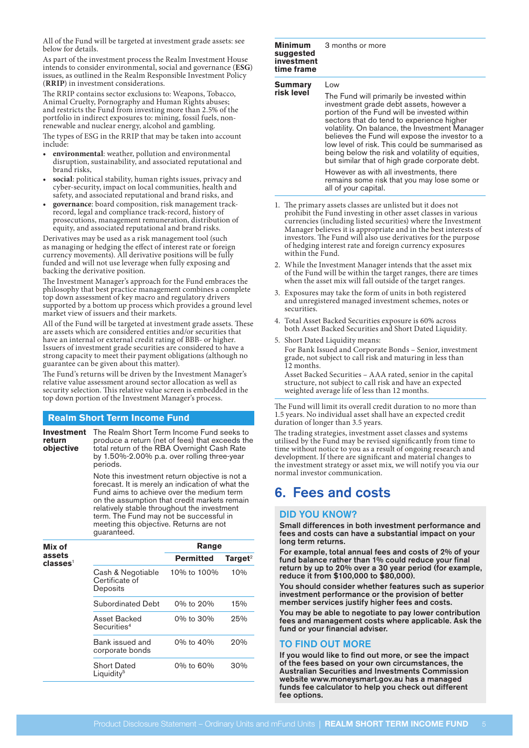All of the Fund will be targeted at investment grade assets: see below for details.

As part of the investment process the Realm Investment House intends to consider environmental, social and governance (**ESG**) issues, as outlined in the Realm Responsible Investment Policy (**RRIP**) in investment considerations.

The RRIP contains sector exclusions to: Weapons, Tobacco, Animal Cruelty, Pornography and Human Rights abuses; and restricts the Fund from investing more than 2.5% of the portfolio in indirect exposures to: mining, fossil fuels, non-renewable and nuclear energy, alcohol and gambling.

The types of ESG in the RRIP that may be taken into account include:

- **environmental**: weather, pollution and environmental disruption, sustainability, and associated reputational and brand risks,
- **social**: political stability, human rights issues, privacy and cyber-security, impact on local communities, health and safety, and associated reputational and brand risks, and
- **governance**: board composition, risk management track-record, legal and compliance track-record, history of prosecutions, management remuneration, distribution of equity, and associated reputational and brand risks.

Derivatives may be used as a risk management tool (such as managing or hedging the effect of interest rate or foreign currency movements). All derivative positions will be fully funded and will not use leverage when fully exposing and backing the derivative position.

The Investment Manager's approach for the Fund embraces the philosophy that best practice management combines a complete top down assessment of key macro and regulatory drivers supported by a bottom up process which provides a ground level market view of issuers and their markets.

All of the Fund will be targeted at investment grade assets. These are assets which are considered entities and/or securities that have an internal or external credit rating of BBB- or higher. Issuers of investment grade securities are considered to have a strong capacity to meet their payment obligations (although no guarantee can be given about this matter).

The Fund's returns will be driven by the Investment Manager's relative value assessment around sector allocation as well as security selection. This relative value screen is embedded in the top down portion of the Investment Manager's process.

## Realm Short Term Income Fund

**Investment return objective**

The Realm Short Term Income Fund seeks to produce a return (net of fees) that exceeds the total return of the RBA Overnight Cash Rate by 1.50%-2.00% p.a. over rolling three-year periods.

Note this investment return objective is not a forecast. It is merely an indication of what the Fund aims to achieve over the medium term on the assumption that credit markets remain relatively stable throughout the investment term. The Fund may not be successful in meeting this objective. Returns are not guaranteed.

**Mix of assets classes**[1]

| | Range | |
|---|---|---|
| | Permitted | Target[2] |
| Cash & Negotiable Certificate of Deposits | 10% to 100% | 10% |
| Subordinated Debt | 0% to 20% | 15% |
| Asset Backed Securities[4] | 0% to 30% | 25% |
| Bank issued and corporate bonds | 0% to 40% | 20% |
| Short Dated Liquidity[5] | 0% to 60% | 30% |

**Minimum suggested investment time frame**

3 months or more

**Summary risk level**

Low

The Fund will primarily be invested within investment grade debt assets, however a portion of the Fund will be invested within sectors that do tend to experience higher volatility. On balance, the Investment Manager believes the Fund will expose the investor to a low level of risk. This could be summarised as being below the risk and volatility of equities, but similar that of high grade corporate debt.

However as with all investments, there remains some risk that you may lose some or all of your capital.

1. The primary assets classes are unlisted but it does not prohibit the Fund investing in other asset classes in various currencies (including listed securities) where the Investment Manager believes it is appropriate and in the best interests of investors. The Fund will also use derivatives for the purpose of hedging interest rate and foreign currency exposures within the Fund.
2. While the Investment Manager intends that the asset mix of the Fund will be within the target ranges, there are times when the asset mix will fall outside of the target ranges.
3. Exposures may take the form of units in both registered and unregistered managed investment schemes, notes or securities.
4. Total Asset Backed Securities exposure is 60% across both Asset Backed Securities and Short Dated Liquidity.
5. Short Dated Liquidity means:
   For Bank Issued and Corporate Bonds – Senior, investment grade, not subject to call risk and maturing in less than 12 months.
   Asset Backed Securities – AAA rated, senior in the capital structure, not subject to call risk and have an expected weighted average life of less than 12 months.

The Fund will limit its overall credit duration to no more than 1.5 years. No individual asset shall have an expected credit duration of longer than 3.5 years.

The trading strategies, investment asset classes and systems utilised by the Fund may be revised significantly from time to time without notice to you as a result of ongoing research and development. If there are significant and material changes to the investment strategy or asset mix, we will notify you via our normal investor communication.

# 6. Fees and costs

### DID YOU KNOW?

**Small differences in both investment performance and fees and costs can have a substantial impact on your long term returns.**

**For example, total annual fees and costs of 2% of your fund balance rather than 1% could reduce your final return by up to 20% over a 30 year period (for example, reduce it from $100,000 to $80,000).**

**You should consider whether features such as superior investment performance or the provision of better member services justify higher fees and costs.**

**You may be able to negotiate to pay lower contribution fees and management costs where applicable. Ask the fund or your financial adviser.**

### TO FIND OUT MORE

**If you would like to find out more, or see the impact of the fees based on your own circumstances, the Australian Securities and Investments Commission website www.moneysmart.gov.au has a managed funds fee calculator to help you check out different fee options.**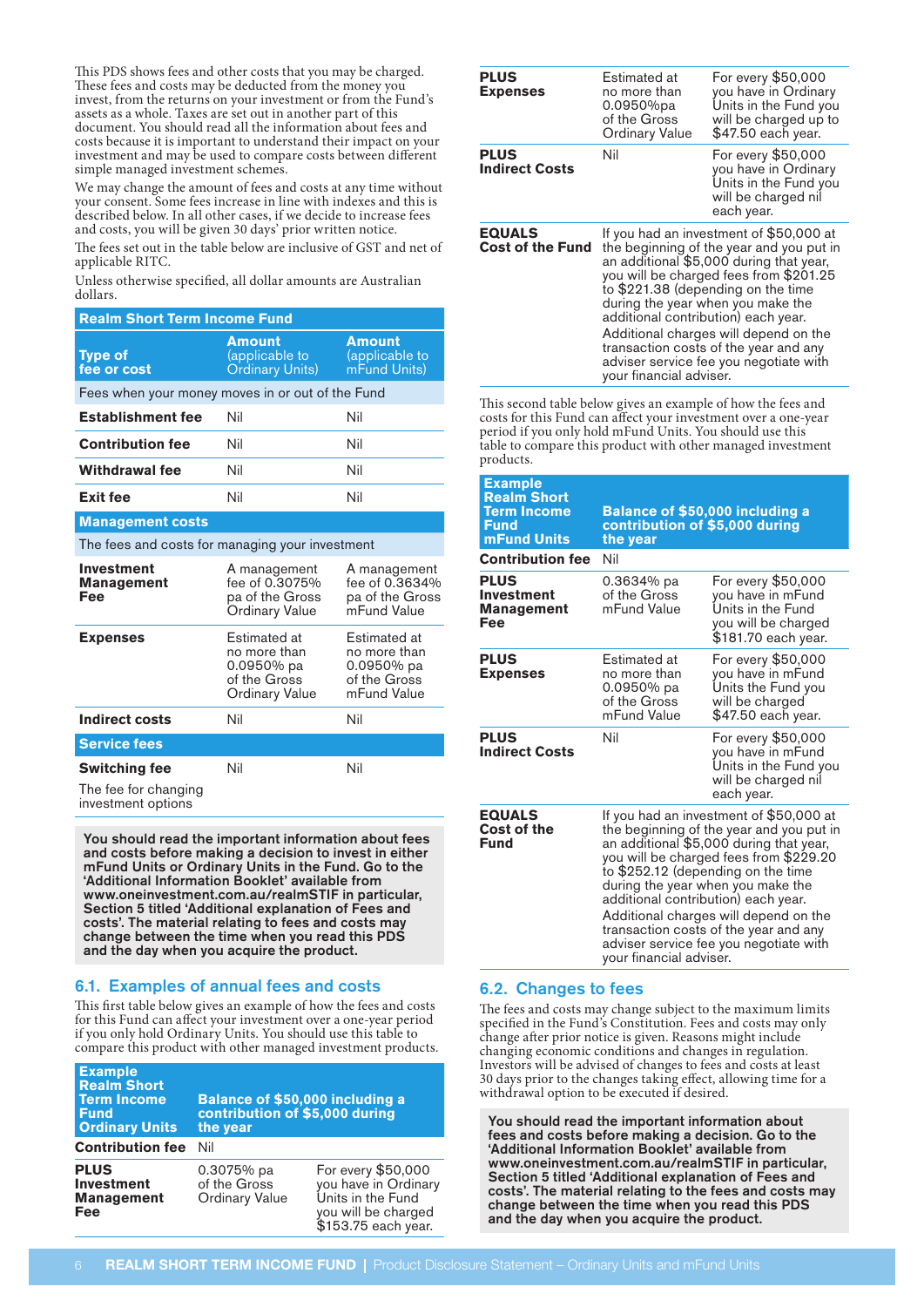This PDS shows fees and other costs that you may be charged. These fees and costs may be deducted from the money you invest, from the returns on your investment or from the Fund's assets as a whole. Taxes are set out in another part of this document. You should read all the information about fees and costs because it is important to understand their impact on your investment and may be used to compare costs between different simple managed investment schemes.

We may change the amount of fees and costs at any time without your consent. Some fees increase in line with indexes and this is described below. In all other cases, if we decide to increase fees and costs, you will be given 30 days' prior written notice.

The fees set out in the table below are inclusive of GST and net of applicable RITC.

Unless otherwise specified, all dollar amounts are Australian dollars.

| Realm Short Term Income Fund | | |
|---|---|---|
| **Type of fee or cost** | **Amount** (applicable to Ordinary Units) | **Amount** (applicable to mFund Units) |
| Fees when your money moves in or out of the Fund | | |
| **Establishment fee** | Nil | Nil |
| **Contribution fee** | Nil | Nil |
| **Withdrawal fee** | Nil | Nil |
| **Exit fee** | Nil | Nil |
| **Management costs** | | |
| The fees and costs for managing your investment | | |
| **Investment Management Fee** | A management fee of 0.3075% pa of the Gross Ordinary Value | A management fee of 0.3634% pa of the Gross mFund Value |
| **Expenses** | Estimated at no more than 0.0950% pa of the Gross Ordinary Value | Estimated at no more than 0.0950% pa of the Gross mFund Value |
| **Indirect costs** | Nil | Nil |
| **Service fees** | | |
| **Switching fee** The fee for changing investment options | Nil | Nil |

**You should read the important information about fees and costs before making a decision to invest in either mFund Units or Ordinary Units in the Fund. Go to the 'Additional Information Booklet' available from www.oneinvestment.com.au/realmSTIF in particular, Section 5 titled 'Additional explanation of Fees and costs'. The material relating to fees and costs may change between the time when you read this PDS and the day when you acquire the product.**

## 6.1. Examples of annual fees and costs

This first table below gives an example of how the fees and costs for this Fund can affect your investment over a one-year period if you only hold Ordinary Units. You should use this table to compare this product with other managed investment products.

| Example Realm Short Term Income Fund Ordinary Units | Balance of $50,000 including a contribution of $5,000 during the year | |
|---|---|---|
| **Contribution fee** | Nil | |
| **PLUS Investment Management Fee** | 0.3075% pa of the Gross Ordinary Value | For every $50,000 you have in Ordinary Units in the Fund you will be charged $153.75 each year. |
| **PLUS Expenses** | Estimated at no more than 0.0950%pa of the Gross Ordinary Value | For every $50,000 you have in Ordinary Units in the Fund you will be charged up to $47.50 each year. |
| **PLUS Indirect Costs** | Nil | For every $50,000 you have in Ordinary Units in the Fund you will be charged nil each year. |
| **EQUALS Cost of the Fund** | If you had an investment of $50,000 at the beginning of the year and you put in an additional $5,000 during that year, you will be charged fees from $201.25 to $221.38 (depending on the time during the year when you make the additional contribution) each year. Additional charges will depend on the transaction costs of the year and any adviser service fee you negotiate with your financial adviser. | |

This second table below gives an example of how the fees and costs for this Fund can affect your investment over a one-year period if you only hold mFund Units. You should use this table to compare this product with other managed investment products.

| Example Realm Short Term Income Fund mFund Units | Balance of $50,000 including a contribution of $5,000 during the year | |
|---|---|---|
| **Contribution fee** | Nil | |
| **PLUS Investment Management Fee** | 0.3634% pa of the Gross mFund Value | For every $50,000 you have in mFund Units in the Fund you will be charged $181.70 each year. |
| **PLUS Expenses** | Estimated at no more than 0.0950% pa of the Gross mFund Value | For every $50,000 you have in mFund Units in the Fund you will be charged $47.50 each year. |
| **PLUS Indirect Costs** | Nil | For every $50,000 you have in mFund Units in the Fund you will be charged nil each year. |
| **EQUALS Cost of the Fund** | If you had an investment of $50,000 at the beginning of the year and you put in an additional $5,000 during that year, you will be charged fees from $229.20 to $252.12 (depending on the time during the year when you make the additional contribution) each year. Additional charges will depend on the transaction costs of the year and any adviser service fee you negotiate with your financial adviser. | |

## 6.2. Changes to fees

The fees and costs may change subject to the maximum limits specified in the Fund's Constitution. Fees and costs may only change after prior notice is given. Reasons might include changing economic conditions and changes in regulation. Investors will be advised of changes to fees and costs at least 30 days prior to the changes taking effect, allowing time for a withdrawal option to be executed if desired.

**You should read the important information about fees and costs before making a decision. Go to the 'Additional Information Booklet' available from www.oneinvestment.com.au/realmSTIF in particular, Section 5 titled 'Additional explanation of Fees and costs'. The material relating to the fees and costs may change between the time when you read this PDS and the day when you acquire the product.**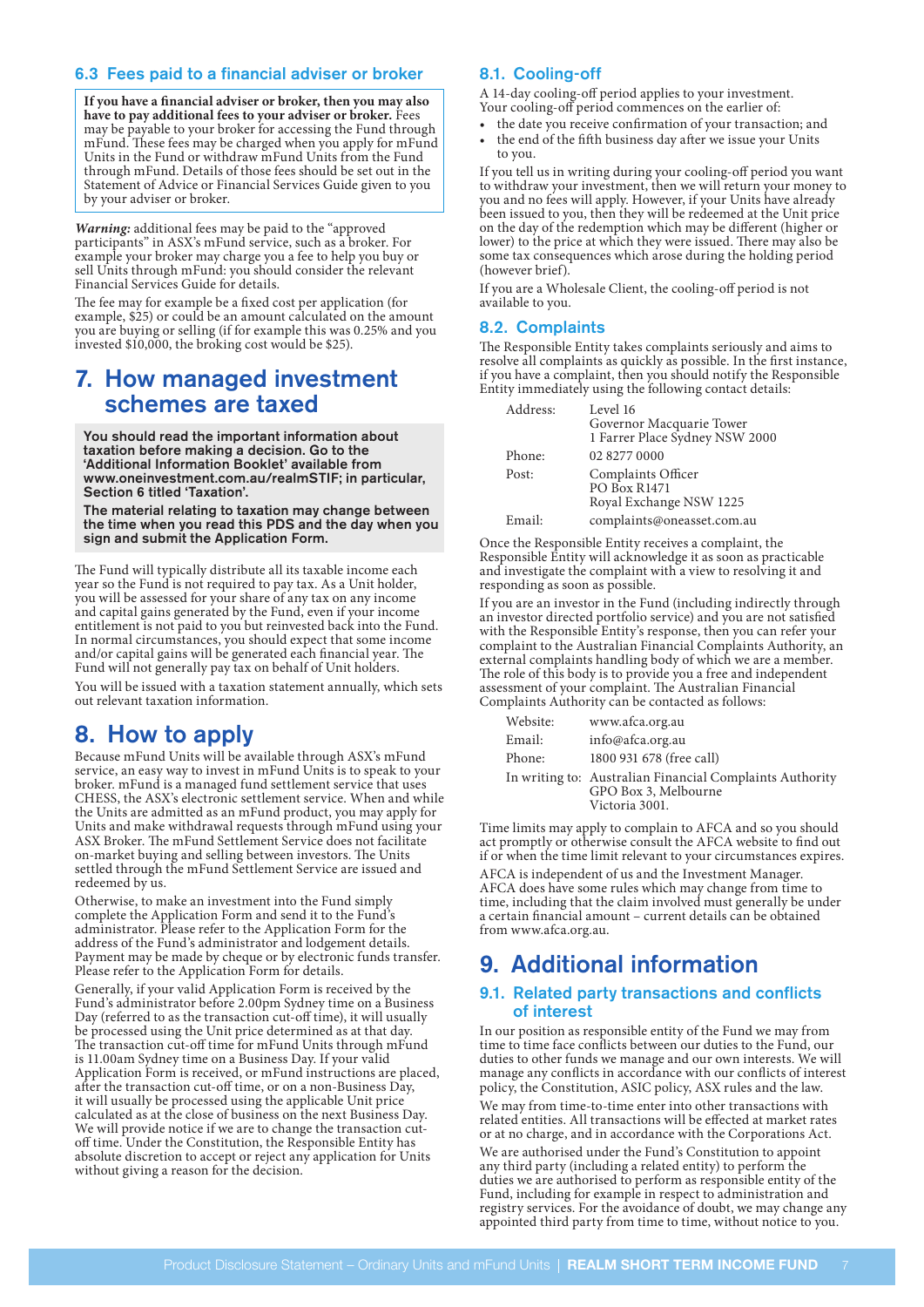### 6.3 Fees paid to a financial adviser or broker

**If you have a financial adviser or broker, then you may also have to pay additional fees to your adviser or broker.** Fees may be payable to your broker for accessing the Fund through mFund. These fees may be charged when you apply for mFund Units in the Fund or withdraw mFund Units from the Fund through mFund. Details of those fees should be set out in the Statement of Advice or Financial Services Guide given to you by your adviser or broker.

***Warning:*** additional fees may be paid to the "approved participants" in ASX's mFund service, such as a broker. For example your broker may charge you a fee to help you buy or sell Units through mFund: you should consider the relevant Financial Services Guide for details.

The fee may for example be a fixed cost per application (for example, $25) or could be an amount calculated on the amount you are buying or selling (if for example this was 0.25% and you invested $10,000, the broking cost would be $25).

## 7. How managed investment schemes are taxed

**You should read the important information about taxation before making a decision. Go to the 'Additional Information Booklet' available from www.oneinvestment.com.au/realmSTIF; in particular, Section 6 titled 'Taxation'.**

**The material relating to taxation may change between the time when you read this PDS and the day when you sign and submit the Application Form.**

The Fund will typically distribute all its taxable income each year so the Fund is not required to pay tax. As a Unit holder, you will be assessed for your share of any tax on any income and capital gains generated by the Fund, even if your income entitlement is not paid to you but reinvested back into the Fund. In normal circumstances, you should expect that some income and/or capital gains will be generated each financial year. The Fund will not generally pay tax on behalf of Unit holders.

You will be issued with a taxation statement annually, which sets out relevant taxation information.

## 8. How to apply

Because mFund Units will be available through ASX's mFund service, an easy way to invest in mFund Units is to speak to your broker. mFund is a managed fund settlement service that uses CHESS, the ASX's electronic settlement service. When and while the Units are admitted as an mFund product, you may apply for Units and make withdrawal requests through mFund using your ASX Broker. The mFund Settlement Service does not facilitate on-market buying and selling between investors. The Units settled through the mFund Settlement Service are issued and redeemed by us.

Otherwise, to make an investment into the Fund simply complete the Application Form and send it to the Fund's administrator. Please refer to the Application Form for the address of the Fund's administrator and lodgement details. Payment may be made by cheque or by electronic funds transfer. Please refer to the Application Form for details.

Generally, if your valid Application Form is received by the Fund's administrator before 2.00pm Sydney time on a Business Day (referred to as the transaction cut-off time), it will usually be processed using the Unit price determined as at that day. The transaction cut-off time for mFund Units through mFund is 11.00am Sydney time on a Business Day. If your valid Application Form is received, or mFund instructions are placed, after the transaction cut-off time, or on a non-Business Day, it will usually be processed using the applicable Unit price calculated as at the close of business on the next Business Day. We will provide notice if we are to change the transaction cut-off time. Under the Constitution, the Responsible Entity has absolute discretion to accept or reject any application for Units without giving a reason for the decision.

### 8.1. Cooling-off

A 14-day cooling-off period applies to your investment. Your cooling-off period commences on the earlier of:

- the date you receive confirmation of your transaction; and
- the end of the fifth business day after we issue your Units to you.

If you tell us in writing during your cooling-off period you want to withdraw your investment, then we will return your money to you and no fees will apply. However, if your Units have already been issued to you, then they will be redeemed at the Unit price on the day of the redemption which may be different (higher or lower) to the price at which they were issued. There may also be some tax consequences which arose during the holding period (however brief).

If you are a Wholesale Client, the cooling-off period is not available to you.

### 8.2. Complaints

The Responsible Entity takes complaints seriously and aims to resolve all complaints as quickly as possible. In the first instance, if you have a complaint, then you should notify the Responsible Entity immediately using the following contact details:

| | |
|---|---|
| Address: | Level 16<br>Governor Macquarie Tower<br>1 Farrer Place Sydney NSW 2000 |
| Phone: | 02 8277 0000 |
| Post: | Complaints Officer<br>PO Box R1471<br>Royal Exchange NSW 1225 |
| Email: | complaints@oneasset.com.au |

Once the Responsible Entity receives a complaint, the Responsible Entity will acknowledge it as soon as practicable and investigate the complaint with a view to resolving it and responding as soon as possible.

If you are an investor in the Fund (including indirectly through an investor directed portfolio service) and you are not satisfied with the Responsible Entity's response, then you can refer your complaint to the Australian Financial Complaints Authority, an external complaints handling body of which we are a member. The role of this body is to provide you a free and independent assessment of your complaint. The Australian Financial Complaints Authority can be contacted as follows:

| | |
|---|---|
| Website: | www.afca.org.au |
| Email: | info@afca.org.au |
| Phone: | 1800 931 678 (free call) |
| In writing to: | Australian Financial Complaints Authority<br>GPO Box 3, Melbourne<br>Victoria 3001. |

Time limits may apply to complain to AFCA and so you should act promptly or otherwise consult the AFCA website to find out if or when the time limit relevant to your circumstances expires.

AFCA is independent of us and the Investment Manager. AFCA does have some rules which may change from time to time, including that the claim involved must generally be under a certain financial amount – current details can be obtained from www.afca.org.au.

## 9. Additional information

### 9.1. Related party transactions and conflicts of interest

In our position as responsible entity of the Fund we may from time to time face conflicts between our duties to the Fund, our duties to other funds we manage and our own interests. We will manage any conflicts in accordance with our conflicts of interest policy, the Constitution, ASIC policy, ASX rules and the law.

We may from time-to-time enter into other transactions with related entities. All transactions will be effected at market rates or at no charge, and in accordance with the Corporations Act.

We are authorised under the Fund's Constitution to appoint any third party (including a related entity) to perform the duties we are authorised to perform as responsible entity of the Fund, including for example in respect to administration and registry services. For the avoidance of doubt, we may change any appointed third party from time to time, without notice to you.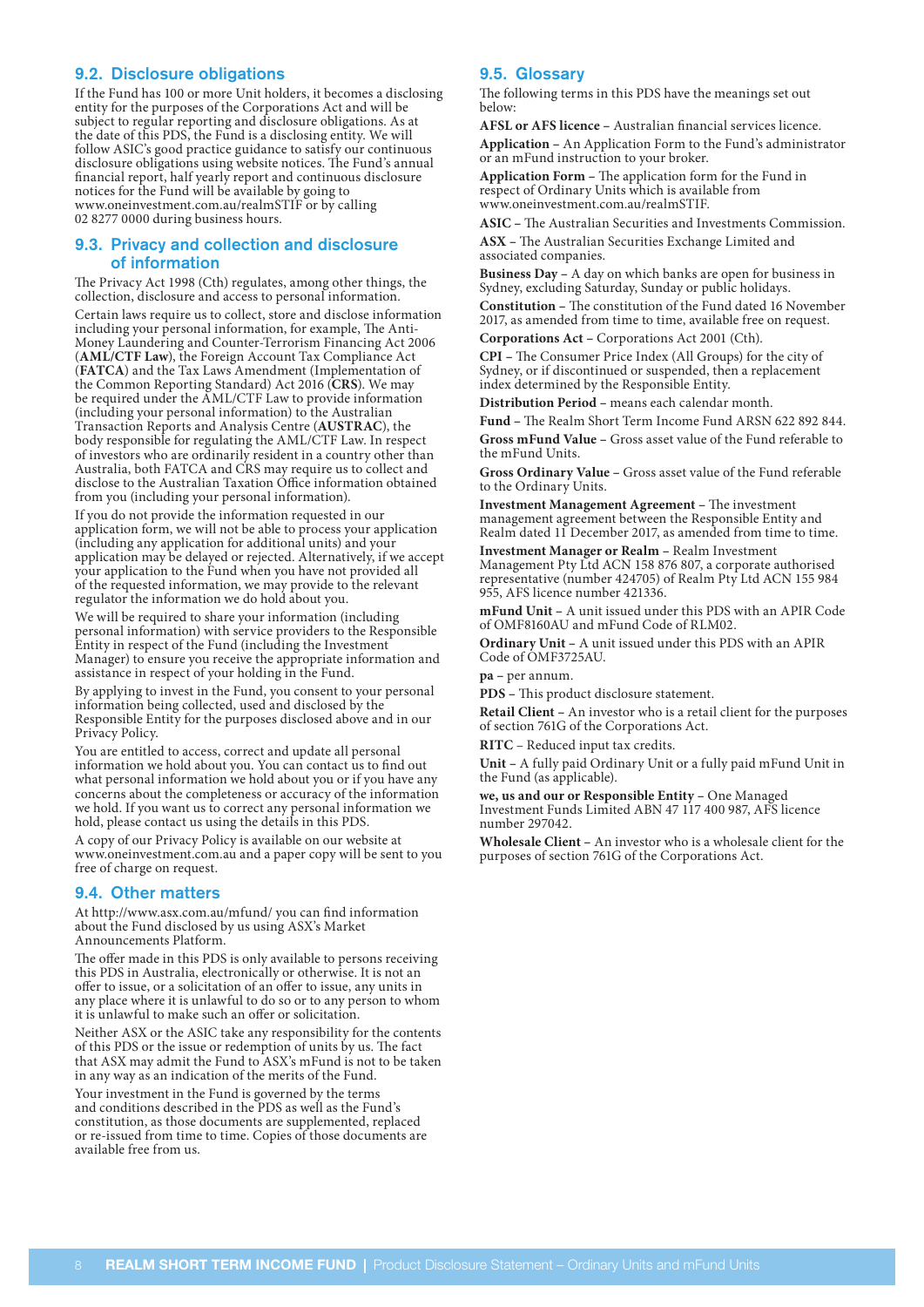## 9.2. Disclosure obligations

If the Fund has 100 or more Unit holders, it becomes a disclosing entity for the purposes of the Corporations Act and will be subject to regular reporting and disclosure obligations. As at the date of this PDS, the Fund is a disclosing entity. We will follow ASIC's good practice guidance to satisfy our continuous disclosure obligations using website notices. The Fund's annual financial report, half yearly report and continuous disclosure notices for the Fund will be available by going to www.oneinvestment.com.au/realmSTIF or by calling 02 8277 0000 during business hours.

## 9.3. Privacy and collection and disclosure of information

The Privacy Act 1998 (Cth) regulates, among other things, the collection, disclosure and access to personal information.

Certain laws require us to collect, store and disclose information including your personal information, for example, The Anti-Money Laundering and Counter-Terrorism Financing Act 2006 (**AML/CTF Law**), the Foreign Account Tax Compliance Act (**FATCA**) and the Tax Laws Amendment (Implementation of the Common Reporting Standard) Act 2016 (**CRS**). We may be required under the AML/CTF Law to provide information (including your personal information) to the Australian Transaction Reports and Analysis Centre (**AUSTRAC**), the body responsible for regulating the AML/CTF Law. In respect of investors who are ordinarily resident in a country other than Australia, both FATCA and CRS may require us to collect and disclose to the Australian Taxation Office information obtained from you (including your personal information).

If you do not provide the information requested in our application form, we will not be able to process your application (including any application for additional units) and your application may be delayed or rejected. Alternatively, if we accept your application to the Fund when you have not provided all of the requested information, we may provide to the relevant regulator the information we do hold about you.

We will be required to share your information (including personal information) with service providers to the Responsible Entity in respect of the Fund (including the Investment Manager) to ensure you receive the appropriate information and assistance in respect of your holding in the Fund.

By applying to invest in the Fund, you consent to your personal information being collected, used and disclosed by the Responsible Entity for the purposes disclosed above and in our Privacy Policy.

You are entitled to access, correct and update all personal information we hold about you. You can contact us to find out what personal information we hold about you or if you have any concerns about the completeness or accuracy of the information we hold. If you want us to correct any personal information we hold, please contact us using the details in this PDS.

A copy of our Privacy Policy is available on our website at www.oneinvestment.com.au and a paper copy will be sent to you free of charge on request.

## 9.4. Other matters

At http://www.asx.com.au/mfund/ you can find information about the Fund disclosed by us using ASX's Market Announcements Platform.

The offer made in this PDS is only available to persons receiving this PDS in Australia, electronically or otherwise. It is not an offer to issue, or a solicitation of an offer to issue, any units in any place where it is unlawful to do so or to any person to whom it is unlawful to make such an offer or solicitation.

Neither ASX or the ASIC take any responsibility for the contents of this PDS or the issue or redemption of units by us. The fact that ASX may admit the Fund to ASX's mFund is not to be taken in any way as an indication of the merits of the Fund.

Your investment in the Fund is governed by the terms and conditions described in the PDS as well as the Fund's constitution, as those documents are supplemented, replaced or re-issued from time to time. Copies of those documents are available free from us.

## 9.5. Glossary

The following terms in this PDS have the meanings set out below:

**AFSL or AFS licence** – Australian financial services licence.

**Application** – An Application Form to the Fund's administrator or an mFund instruction to your broker.

**Application Form** – The application form for the Fund in respect of Ordinary Units which is available from www.oneinvestment.com.au/realmSTIF.

**ASIC** – The Australian Securities and Investments Commission.

**ASX** – The Australian Securities Exchange Limited and associated companies.

**Business Day** – A day on which banks are open for business in Sydney, excluding Saturday, Sunday or public holidays.

**Constitution** – The constitution of the Fund dated 16 November 2017, as amended from time to time, available free on request.

**Corporations Act** – Corporations Act 2001 (Cth).

**CPI** – The Consumer Price Index (All Groups) for the city of Sydney, or if discontinued or suspended, then a replacement index determined by the Responsible Entity.

**Distribution Period** – means each calendar month.

**Fund** – The Realm Short Term Income Fund ARSN 622 892 844.

**Gross mFund Value** – Gross asset value of the Fund referable to the mFund Units.

**Gross Ordinary Value** – Gross asset value of the Fund referable to the Ordinary Units.

**Investment Management Agreement** – The investment management agreement between the Responsible Entity and Realm dated 11 December 2017, as amended from time to time.

**Investment Manager or Realm** – Realm Investment Management Pty Ltd ACN 158 876 807, a corporate authorised representative (number 424705) of Realm Pty Ltd ACN 155 984 955, AFS licence number 421336.

**mFund Unit** – A unit issued under this PDS with an APIR Code of OMF8160AU and mFund Code of RLM02.

**Ordinary Unit** – A unit issued under this PDS with an APIR Code of OMF3725AU.

**pa** – per annum.

**PDS** – This product disclosure statement.

**Retail Client** – An investor who is a retail client for the purposes of section 761G of the Corporations Act.

**RITC** – Reduced input tax credits.

**Unit** – A fully paid Ordinary Unit or a fully paid mFund Unit in the Fund (as applicable).

**we, us and our or Responsible Entity** – One Managed Investment Funds Limited ABN 47 117 400 987, AFS licence number 297042.

**Wholesale Client** – An investor who is a wholesale client for the purposes of section 761G of the Corporations Act.